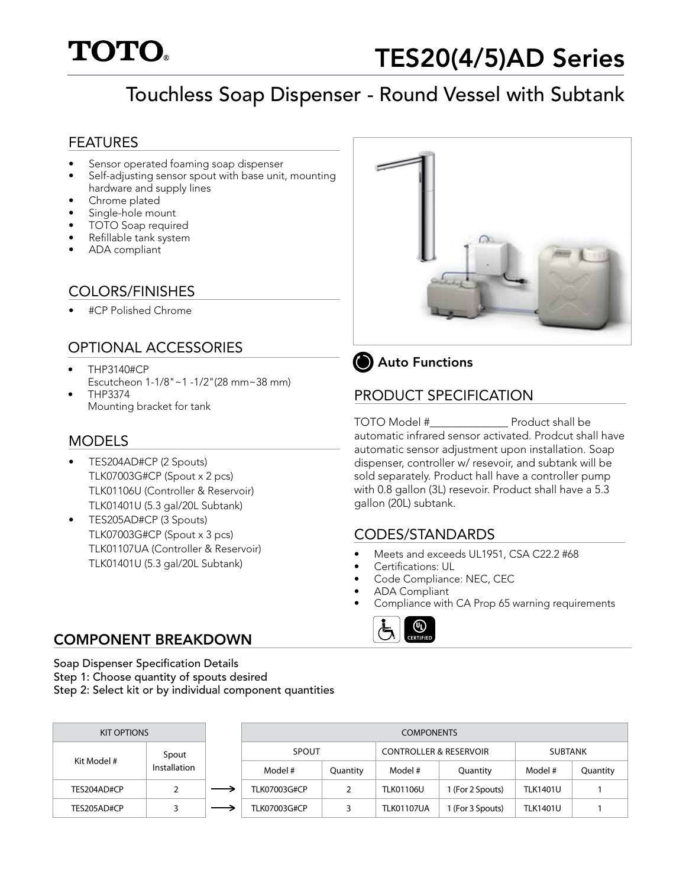# TOTO®

# TES20(4/5)AD Series

## Touchless Soap Dispenser - Round Vessel with Subtank

## FEATURES

- Sensor operated foaming soap dispenser
- Self-adjusting sensor spout with base unit, mounting hardware and supply lines
- Chrome plated
- Single-hole mount
- TOTO Soap required
- Refillable tank system
- ADA compliant

## COLORS/FINISHES

- #CP Polished Chrome

## OPTIONAL ACCESSORIES

- THP3140#CP
  Escutcheon 1-1/8"~1 -1/2"(28 mm~38 mm)
- THP3374
  Mounting bracket for tank

## MODELS

- TES204AD#CP (2 Spouts)
  TLK07003G#CP (Spout x 2 pcs)
  TLK01106U (Controller & Reservoir)
  TLK01401U (5.3 gal/20L Subtank)
- TES205AD#CP (3 Spouts)
  TLK07003G#CP (Spout x 3 pcs)
  TLK01107UA (Controller & Reservoir)
  TLK01401U (5.3 gal/20L Subtank)

**Auto Functions**

## PRODUCT SPECIFICATION

TOTO Model #______________ Product shall be automatic infrared sensor activated. Prodcut shall have automatic sensor adjustment upon installation. Soap dispenser, controller w/ resevoir, and subtank will be sold separately. Product hall have a controller pump with 0.8 gallon (3L) resevoir. Product shall have a 5.3 gallon (20L) subtank.

## CODES/STANDARDS

- Meets and exceeds UL1951, CSA C22.2 #68
- Certifications: UL
- Code Compliance: NEC, CEC
- ADA Compliant
- Compliance with CA Prop 65 warning requirements

## COMPONENT BREAKDOWN

Soap Dispenser Specification Details
Step 1: Choose quantity of spouts desired
Step 2: Select kit or by individual component quantities

| KIT OPTIONS | | | COMPONENTS | | | | | |
|---|---|---|---|---|---|---|---|---|
| | | | SPOUT | | CONTROLLER & RESERVOIR | | SUBTANK | |
| Kit Model # | Spout Installation | | Model # | Quantity | Model # | Quantity | Model # | Quantity |
| TES204AD#CP | 2 | ⟶ | TLK07003G#CP | 2 | TLK01106U | 1 (For 2 Spouts) | TLK1401U | 1 |
| TES205AD#CP | 3 | ⟶ | TLK07003G#CP | 3 | TLK01107UA | 1 (For 3 Spouts) | TLK1401U | 1 |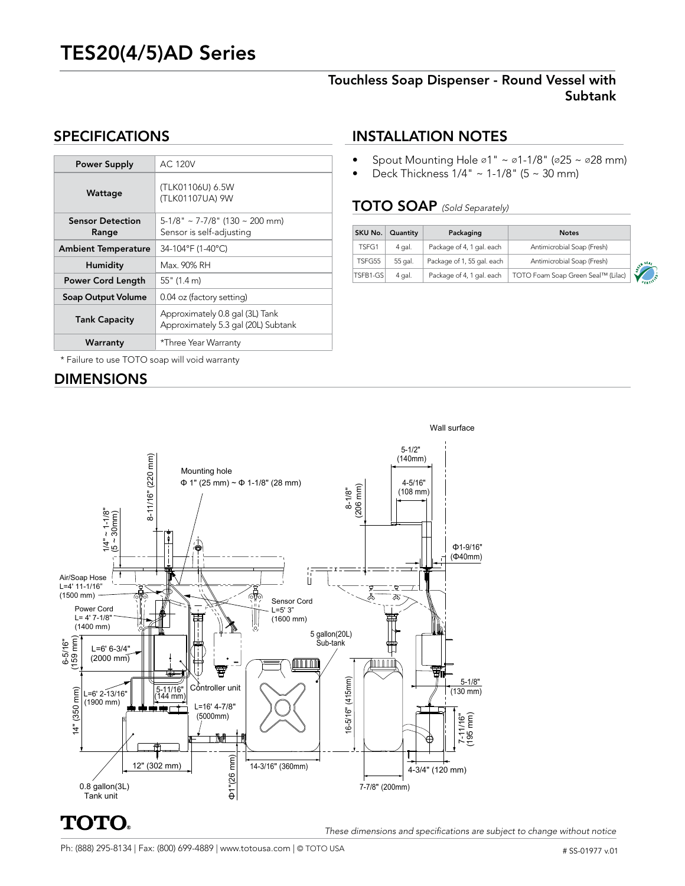# TES20(4/5)AD Series

## Touchless Soap Dispenser - Round Vessel with Subtank

## SPECIFICATIONS

| | |
|---|---|
| **Power Supply** | AC 120V |
| **Wattage** | (TLK01106U) 6.5W<br>(TLK01107UA) 9W |
| **Sensor Detection Range** | 5-1/8" ~ 7-7/8" (130 ~ 200 mm)<br>Sensor is self-adjusting |
| **Ambient Temperature** | 34-104°F (1-40°C) |
| **Humidity** | Max. 90% RH |
| **Power Cord Length** | 55" (1.4 m) |
| **Soap Output Volume** | 0.04 oz (factory setting) |
| **Tank Capacity** | Approximately 0.8 gal (3L) Tank<br>Approximately 5.3 gal (20L) Subtank |
| **Warranty** | *Three Year Warranty |

* Failure to use TOTO soap will void warranty

## INSTALLATION NOTES

- Spout Mounting Hole ⌀1" ~ ⌀1-1/8" (⌀25 ~ ⌀28 mm)
- Deck Thickness 1/4" ~ 1-1/8" (5 ~ 30 mm)

## TOTO SOAP *(Sold Separately)*

| SKU No. | Quantity | Packaging | Notes |
|---|---|---|---|
| TSFG1 | 4 gal. | Package of 4, 1 gal. each | Antimicrobial Soap (Fresh) |
| TSFG55 | 55 gal. | Package of 1, 55 gal. each | Antimicrobial Soap (Fresh) |
| TSFB1-GS | 4 gal. | Package of 4, 1 gal. each | TOTO Foam Soap Green Seal™ (Lilac) |

## DIMENSIONS

Wall surface
Mounting hole
Φ 1" (25 mm) ~ Φ 1-1/8" (28 mm)
8-11/16" (220 mm)
1/4" ~ 1-1/8" (5 ~ 30mm)
Air/Soap Hose L=4' 11-1/16" (1500 mm)
Power Cord L= 4' 7-1/8" (1400 mm)
Sensor Cord L=5' 3" (1600 mm)
6-5/16" (159 mm)
L=6' 6-3/4" (2000 mm)
L=6' 2-13/16" (1900 mm)
14" (350 mm)
5-11/16" (144 mm)
Controller unit
L=16' 4-7/8" (5000mm)
12" (302 mm)
Φ1"(26 mm)
14-3/16" (360mm)
0.8 gallon(3L) Tank unit
5 gallon(20L) Sub-tank
16-5/16" (415mm)
5-1/2" (140mm)
4-5/16" (108 mm)
8-1/8" (206 mm)
Φ1-9/16" (Φ40mm)
5-1/8" (130 mm)
7-11/16" (195 mm)
4-3/4" (120 mm)
7-7/8" (200mm)

*These dimensions and specifications are subject to change without notice*

Ph: (888) 295-8134 | Fax: (800) 699-4889 | www.totousa.com | © TOTO USA

# SS-01977 v.01